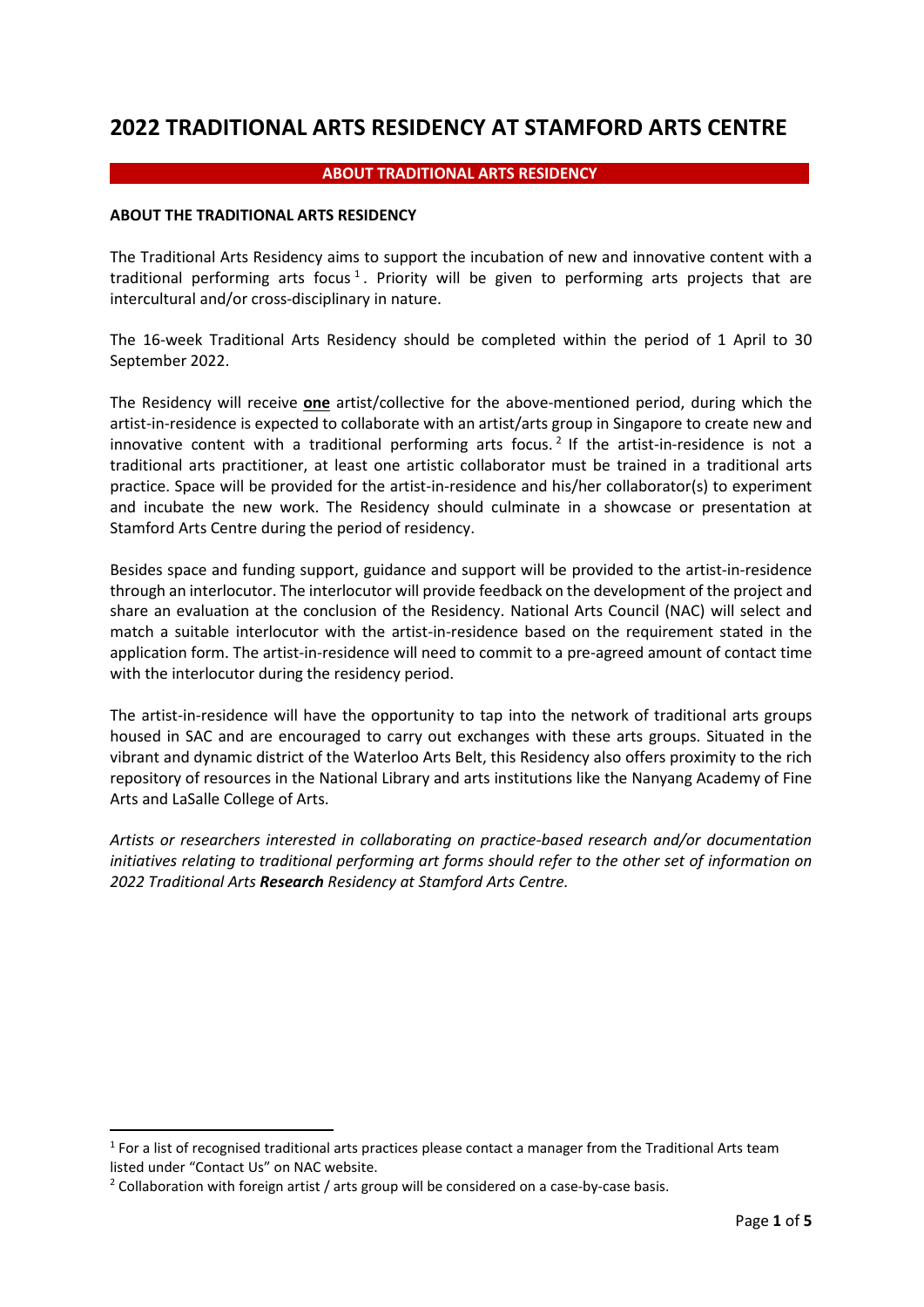# 2022 TRADITIONAL ARTS RESIDENCY AT STAMFORD ARTS CENTRE

## ABOUT TRADITIONAL ARTS RESIDENCY

### ABOUT THE TRADITIONAL ARTS RESIDENCY

The Traditional Arts Residency aims to support the incubation of new and innovative content with a traditional performing arts focus[1]. Priority will be given to performing arts projects that are intercultural and/or cross-disciplinary in nature.

The 16-week Traditional Arts Residency should be completed within the period of 1 April to 30 September 2022.

The Residency will receive **one** artist/collective for the above-mentioned period, during which the artist-in-residence is expected to collaborate with an artist/arts group in Singapore to create new and innovative content with a traditional performing arts focus.[2] If the artist-in-residence is not a traditional arts practitioner, at least one artistic collaborator must be trained in a traditional arts practice. Space will be provided for the artist-in-residence and his/her collaborator(s) to experiment and incubate the new work. The Residency should culminate in a showcase or presentation at Stamford Arts Centre during the period of residency.

Besides space and funding support, guidance and support will be provided to the artist-in-residence through an interlocutor. The interlocutor will provide feedback on the development of the project and share an evaluation at the conclusion of the Residency. National Arts Council (NAC) will select and match a suitable interlocutor with the artist-in-residence based on the requirement stated in the application form. The artist-in-residence will need to commit to a pre-agreed amount of contact time with the interlocutor during the residency period.

The artist-in-residence will have the opportunity to tap into the network of traditional arts groups housed in SAC and are encouraged to carry out exchanges with these arts groups. Situated in the vibrant and dynamic district of the Waterloo Arts Belt, this Residency also offers proximity to the rich repository of resources in the National Library and arts institutions like the Nanyang Academy of Fine Arts and LaSalle College of Arts.

*Artists or researchers interested in collaborating on practice-based research and/or documentation initiatives relating to traditional performing art forms should refer to the other set of information on 2022 Traditional Arts **Research** Residency at Stamford Arts Centre.*

---

[1] For a list of recognised traditional arts practices please contact a manager from the Traditional Arts team listed under "Contact Us" on NAC website.

[2] Collaboration with foreign artist / arts group will be considered on a case-by-case basis.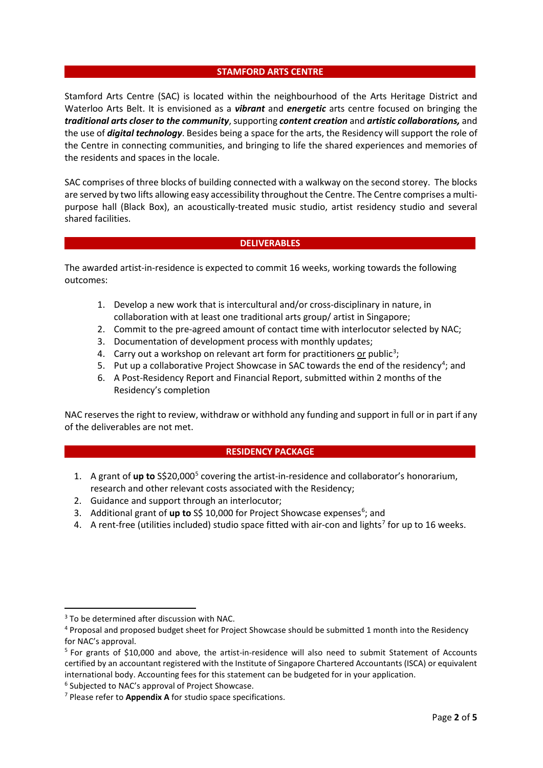## STAMFORD ARTS CENTRE

Stamford Arts Centre (SAC) is located within the neighbourhood of the Arts Heritage District and Waterloo Arts Belt. It is envisioned as a ***vibrant*** and ***energetic*** arts centre focused on bringing the ***traditional arts closer to the community***, supporting ***content creation*** and ***artistic collaborations,*** and the use of ***digital technology***. Besides being a space for the arts, the Residency will support the role of the Centre in connecting communities, and bringing to life the shared experiences and memories of the residents and spaces in the locale.

SAC comprises of three blocks of building connected with a walkway on the second storey. The blocks are served by two lifts allowing easy accessibility throughout the Centre. The Centre comprises a multi-purpose hall (Black Box), an acoustically-treated music studio, artist residency studio and several shared facilities.

## DELIVERABLES

The awarded artist-in-residence is expected to commit 16 weeks, working towards the following outcomes:

1. Develop a new work that is intercultural and/or cross-disciplinary in nature, in collaboration with at least one traditional arts group/ artist in Singapore;
2. Commit to the pre-agreed amount of contact time with interlocutor selected by NAC;
3. Documentation of development process with monthly updates;
4. Carry out a workshop on relevant art form for practitioners <u>or</u> public[3];
5. Put up a collaborative Project Showcase in SAC towards the end of the residency[4]; and
6. A Post-Residency Report and Financial Report, submitted within 2 months of the Residency's completion

NAC reserves the right to review, withdraw or withhold any funding and support in full or in part if any of the deliverables are not met.

## RESIDENCY PACKAGE

1. A grant of **up to** S$20,000[5] covering the artist-in-residence and collaborator's honorarium, research and other relevant costs associated with the Residency;
2. Guidance and support through an interlocutor;
3. Additional grant of **up to** S$ 10,000 for Project Showcase expenses[6]; and
4. A rent-free (utilities included) studio space fitted with air-con and lights[7] for up to 16 weeks.

---

[3] To be determined after discussion with NAC.

[4] Proposal and proposed budget sheet for Project Showcase should be submitted 1 month into the Residency for NAC's approval.

[5] For grants of $10,000 and above, the artist-in-residence will also need to submit Statement of Accounts certified by an accountant registered with the Institute of Singapore Chartered Accountants (ISCA) or equivalent international body. Accounting fees for this statement can be budgeted for in your application.

[6] Subjected to NAC's approval of Project Showcase.

[7] Please refer to **Appendix A** for studio space specifications.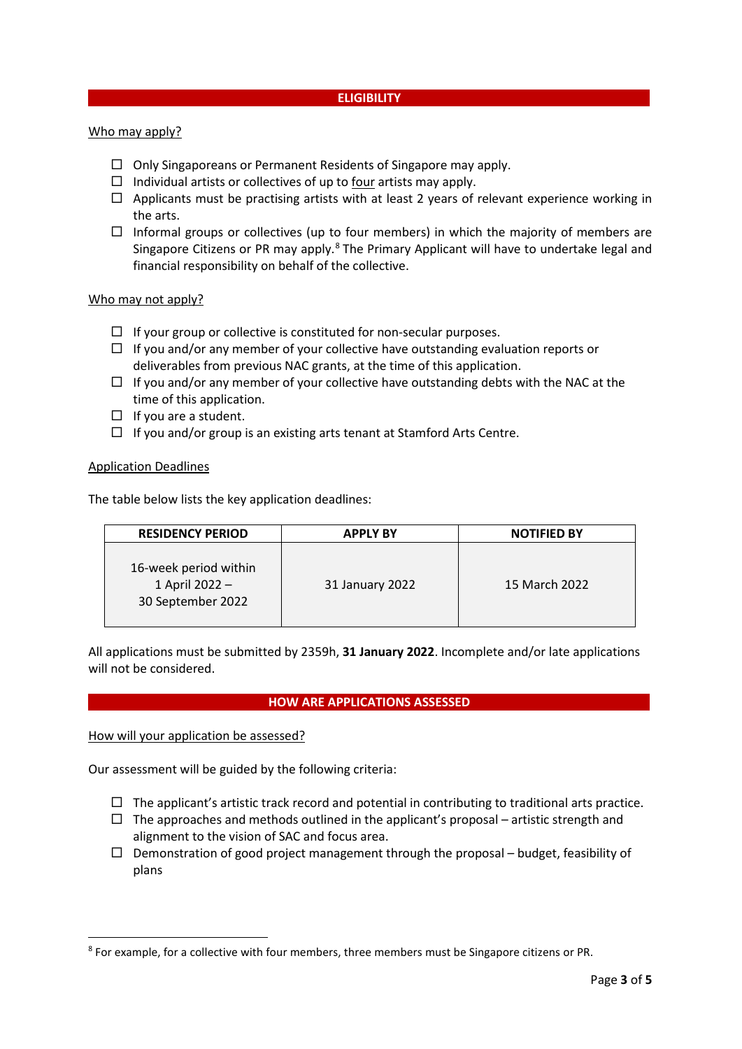## ELIGIBILITY

Who may apply?

- ☐ Only Singaporeans or Permanent Residents of Singapore may apply.
- ☐ Individual artists or collectives of up to four artists may apply.
- ☐ Applicants must be practising artists with at least 2 years of relevant experience working in the arts.
- ☐ Informal groups or collectives (up to four members) in which the majority of members are Singapore Citizens or PR may apply.[8] The Primary Applicant will have to undertake legal and financial responsibility on behalf of the collective.

Who may not apply?

- ☐ If your group or collective is constituted for non-secular purposes.
- ☐ If you and/or any member of your collective have outstanding evaluation reports or deliverables from previous NAC grants, at the time of this application.
- ☐ If you and/or any member of your collective have outstanding debts with the NAC at the time of this application.
- ☐ If you are a student.
- ☐ If you and/or group is an existing arts tenant at Stamford Arts Centre.

Application Deadlines

The table below lists the key application deadlines:

| RESIDENCY PERIOD | APPLY BY | NOTIFIED BY |
|---|---|---|
| 16-week period within 1 April 2022 – 30 September 2022 | 31 January 2022 | 15 March 2022 |

All applications must be submitted by 2359h, **31 January 2022**. Incomplete and/or late applications will not be considered.

## HOW ARE APPLICATIONS ASSESSED

How will your application be assessed?

Our assessment will be guided by the following criteria:

- ☐ The applicant's artistic track record and potential in contributing to traditional arts practice.
- ☐ The approaches and methods outlined in the applicant's proposal – artistic strength and alignment to the vision of SAC and focus area.
- ☐ Demonstration of good project management through the proposal – budget, feasibility of plans

[8] For example, for a collective with four members, three members must be Singapore citizens or PR.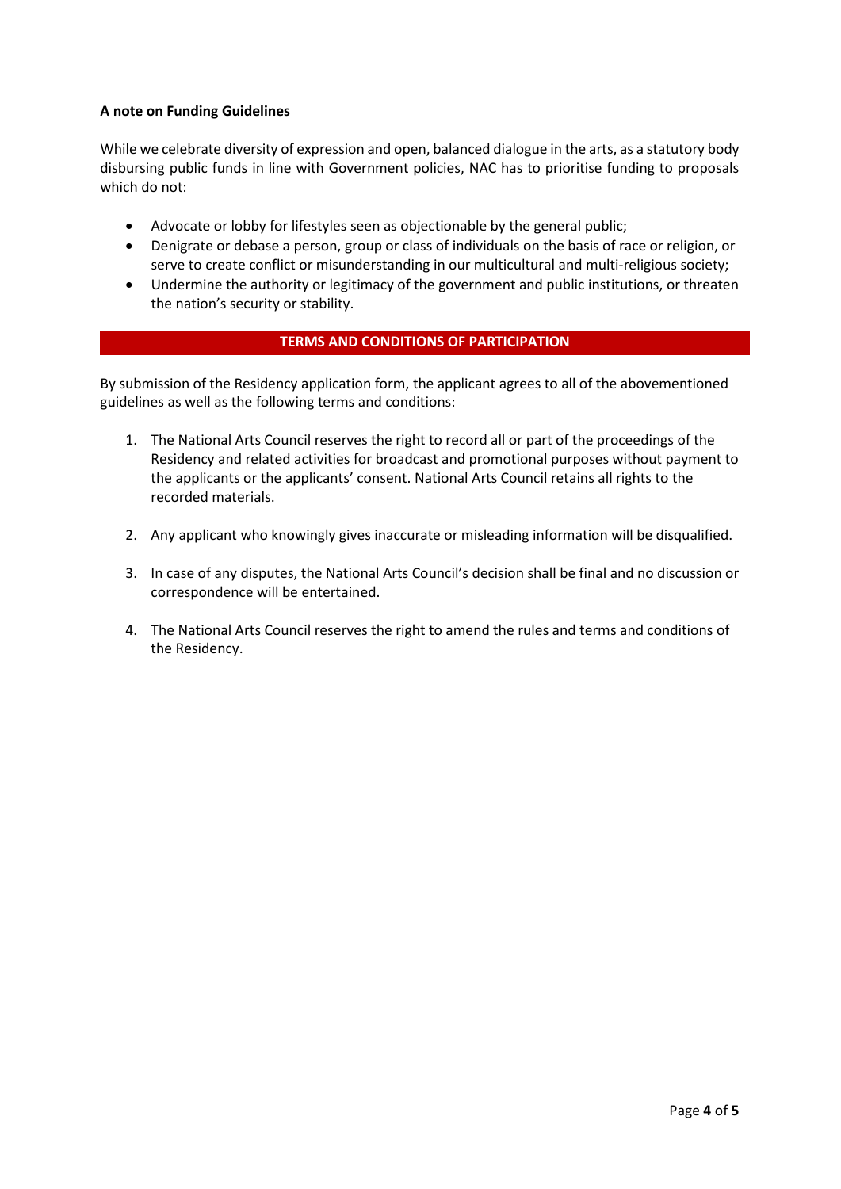**A note on Funding Guidelines**

While we celebrate diversity of expression and open, balanced dialogue in the arts, as a statutory body disbursing public funds in line with Government policies, NAC has to prioritise funding to proposals which do not:

- Advocate or lobby for lifestyles seen as objectionable by the general public;
- Denigrate or debase a person, group or class of individuals on the basis of race or religion, or serve to create conflict or misunderstanding in our multicultural and multi-religious society;
- Undermine the authority or legitimacy of the government and public institutions, or threaten the nation's security or stability.

## TERMS AND CONDITIONS OF PARTICIPATION

By submission of the Residency application form, the applicant agrees to all of the abovementioned guidelines as well as the following terms and conditions:

1. The National Arts Council reserves the right to record all or part of the proceedings of the Residency and related activities for broadcast and promotional purposes without payment to the applicants or the applicants' consent. National Arts Council retains all rights to the recorded materials.

2. Any applicant who knowingly gives inaccurate or misleading information will be disqualified.

3. In case of any disputes, the National Arts Council's decision shall be final and no discussion or correspondence will be entertained.

4. The National Arts Council reserves the right to amend the rules and terms and conditions of the Residency.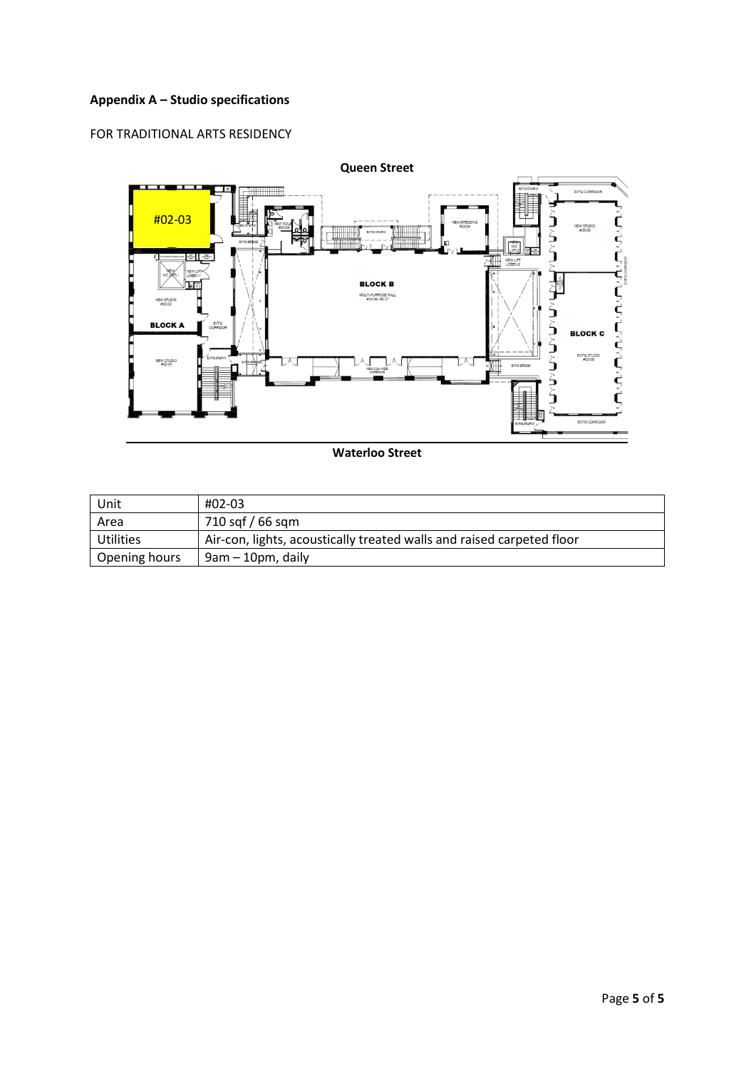**Appendix A – Studio specifications**

FOR TRADITIONAL ARTS RESIDENCY

Queen Street

#02-03

BLOCK A

BLOCK B

BLOCK C

Waterloo Street

| | |
|---|---|
| Unit | #02-03 |
| Area | 710 sqf / 66 sqm |
| Utilities | Air-con, lights, acoustically treated walls and raised carpeted floor |
| Opening hours | 9am – 10pm, daily |